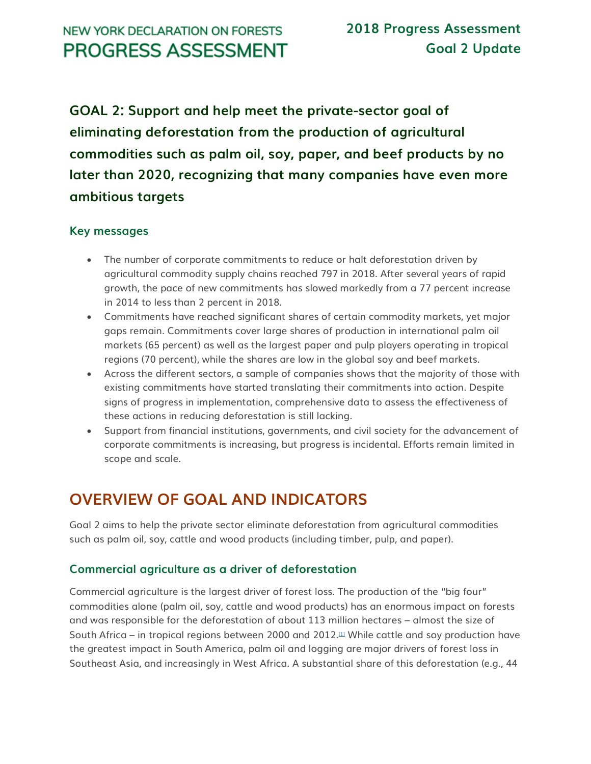# NEW YORK DECLARATION ON FORESTS PROGRESS ASSESSMENT

## 2018 Progress Assessment Goal 2 Update

### GOAL 2: Support and help meet the private-sector goal of eliminating deforestation from the production of agricultural commodities such as palm oil, soy, paper, and beef products by no later than 2020, recognizing that many companies have even more ambitious targets

#### Key messages

- The number of corporate commitments to reduce or halt deforestation driven by agricultural commodity supply chains reached 797 in 2018. After several years of rapid growth, the pace of new commitments has slowed markedly from a 77 percent increase in 2014 to less than 2 percent in 2018.
- Commitments have reached significant shares of certain commodity markets, yet major gaps remain. Commitments cover large shares of production in international palm oil markets (65 percent) as well as the largest paper and pulp players operating in tropical regions (70 percent), while the shares are low in the global soy and beef markets.
- Across the different sectors, a sample of companies shows that the majority of those with existing commitments have started translating their commitments into action. Despite signs of progress in implementation, comprehensive data to assess the effectiveness of these actions in reducing deforestation is still lacking.
- Support from financial institutions, governments, and civil society for the advancement of corporate commitments is increasing, but progress is incidental. Efforts remain limited in scope and scale.

## OVERVIEW OF GOAL AND INDICATORS

Goal 2 aims to help the private sector eliminate deforestation from agricultural commodities such as palm oil, soy, cattle and wood products (including timber, pulp, and paper).

### Commercial agriculture as a driver of deforestation

Commercial agriculture is the largest driver of forest loss. The production of the "big four" commodities alone (palm oil, soy, cattle and wood products) has an enormous impact on forests and was responsible for the deforestation of about 113 million hectares – almost the size of South Africa – in tropical regions between 2000 and 2012.[1] While cattle and soy production have the greatest impact in South America, palm oil and logging are major drivers of forest loss in Southeast Asia, and increasingly in West Africa. A substantial share of this deforestation (e.g., 44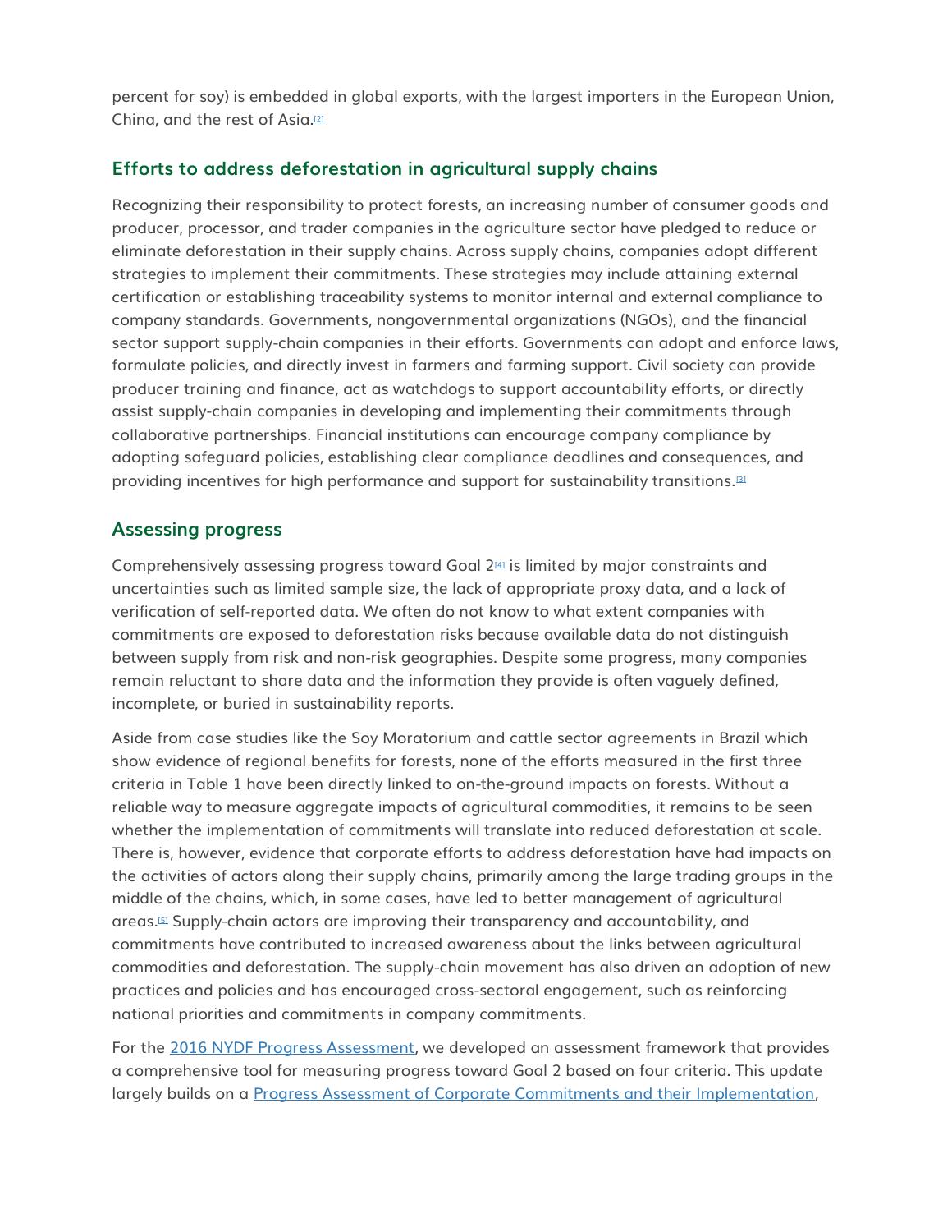percent for soy) is embedded in global exports, with the largest importers in the European Union, China, and the rest of Asia.[2]

## Efforts to address deforestation in agricultural supply chains

Recognizing their responsibility to protect forests, an increasing number of consumer goods and producer, processor, and trader companies in the agriculture sector have pledged to reduce or eliminate deforestation in their supply chains. Across supply chains, companies adopt different strategies to implement their commitments. These strategies may include attaining external certification or establishing traceability systems to monitor internal and external compliance to company standards. Governments, nongovernmental organizations (NGOs), and the financial sector support supply-chain companies in their efforts. Governments can adopt and enforce laws, formulate policies, and directly invest in farmers and farming support. Civil society can provide producer training and finance, act as watchdogs to support accountability efforts, or directly assist supply-chain companies in developing and implementing their commitments through collaborative partnerships. Financial institutions can encourage company compliance by adopting safeguard policies, establishing clear compliance deadlines and consequences, and providing incentives for high performance and support for sustainability transitions.[3]

## Assessing progress

Comprehensively assessing progress toward Goal 2[4] is limited by major constraints and uncertainties such as limited sample size, the lack of appropriate proxy data, and a lack of verification of self-reported data. We often do not know to what extent companies with commitments are exposed to deforestation risks because available data do not distinguish between supply from risk and non-risk geographies. Despite some progress, many companies remain reluctant to share data and the information they provide is often vaguely defined, incomplete, or buried in sustainability reports.

Aside from case studies like the Soy Moratorium and cattle sector agreements in Brazil which show evidence of regional benefits for forests, none of the efforts measured in the first three criteria in Table 1 have been directly linked to on-the-ground impacts on forests. Without a reliable way to measure aggregate impacts of agricultural commodities, it remains to be seen whether the implementation of commitments will translate into reduced deforestation at scale. There is, however, evidence that corporate efforts to address deforestation have had impacts on the activities of actors along their supply chains, primarily among the large trading groups in the middle of the chains, which, in some cases, have led to better management of agricultural areas.[5] Supply-chain actors are improving their transparency and accountability, and commitments have contributed to increased awareness about the links between agricultural commodities and deforestation. The supply-chain movement has also driven an adoption of new practices and policies and has encouraged cross-sectoral engagement, such as reinforcing national priorities and commitments in company commitments.

For the [2016 NYDF Progress Assessment](), we developed an assessment framework that provides a comprehensive tool for measuring progress toward Goal 2 based on four criteria. This update largely builds on a [Progress Assessment of Corporate Commitments and their Implementation](),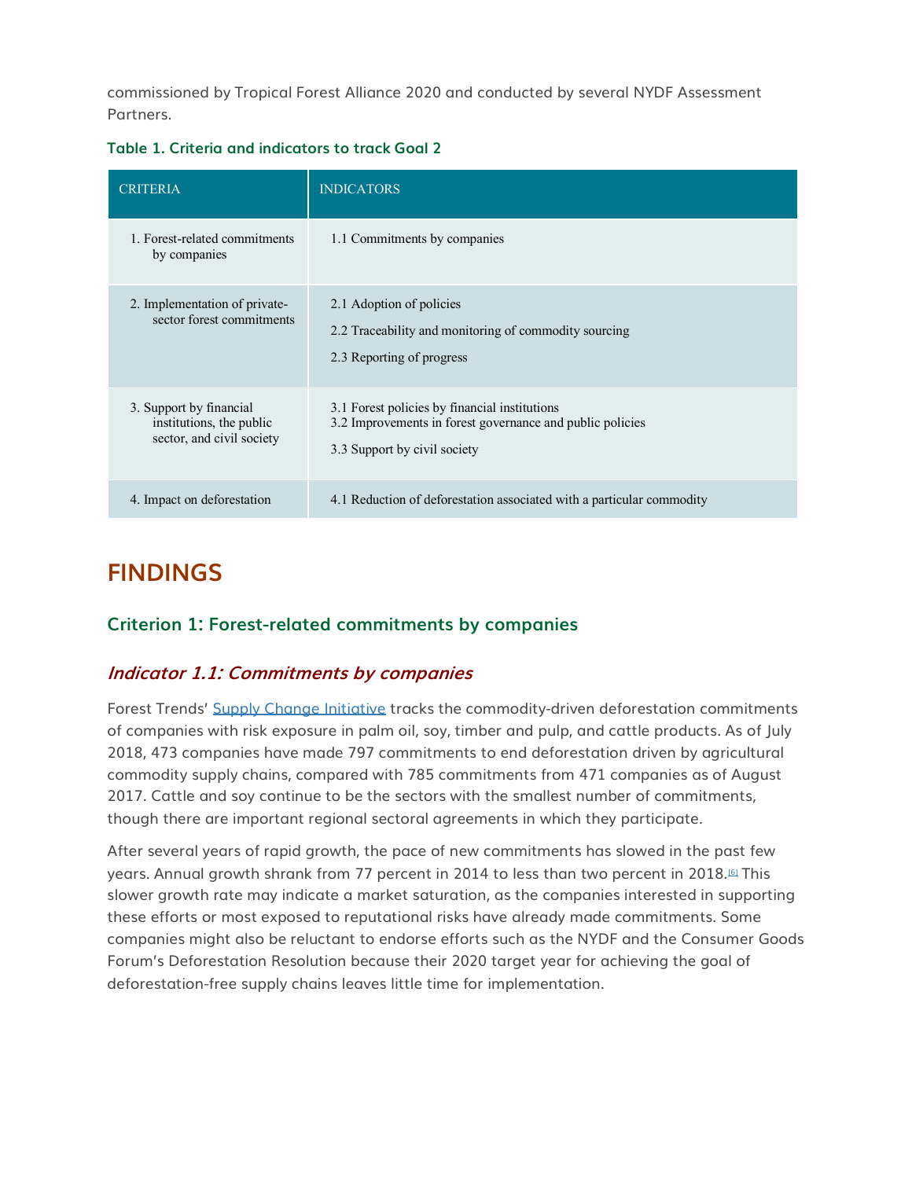commissioned by Tropical Forest Alliance 2020 and conducted by several NYDF Assessment Partners.

**Table 1. Criteria and indicators to track Goal 2**

| CRITERIA | INDICATORS |
|---|---|
| 1. Forest-related commitments by companies | 1.1 Commitments by companies |
| 2. Implementation of private-sector forest commitments | 2.1 Adoption of policies<br>2.2 Traceability and monitoring of commodity sourcing<br>2.3 Reporting of progress |
| 3. Support by financial institutions, the public sector, and civil society | 3.1 Forest policies by financial institutions<br>3.2 Improvements in forest governance and public policies<br>3.3 Support by civil society |
| 4. Impact on deforestation | 4.1 Reduction of deforestation associated with a particular commodity |

# FINDINGS

## Criterion 1: Forest-related commitments by companies

### *Indicator 1.1: Commitments by companies*

Forest Trends' Supply Change Initiative tracks the commodity-driven deforestation commitments of companies with risk exposure in palm oil, soy, timber and pulp, and cattle products. As of July 2018, 473 companies have made 797 commitments to end deforestation driven by agricultural commodity supply chains, compared with 785 commitments from 471 companies as of August 2017. Cattle and soy continue to be the sectors with the smallest number of commitments, though there are important regional sectoral agreements in which they participate.

After several years of rapid growth, the pace of new commitments has slowed in the past few years. Annual growth shrank from 77 percent in 2014 to less than two percent in 2018.[6] This slower growth rate may indicate a market saturation, as the companies interested in supporting these efforts or most exposed to reputational risks have already made commitments. Some companies might also be reluctant to endorse efforts such as the NYDF and the Consumer Goods Forum's Deforestation Resolution because their 2020 target year for achieving the goal of deforestation-free supply chains leaves little time for implementation.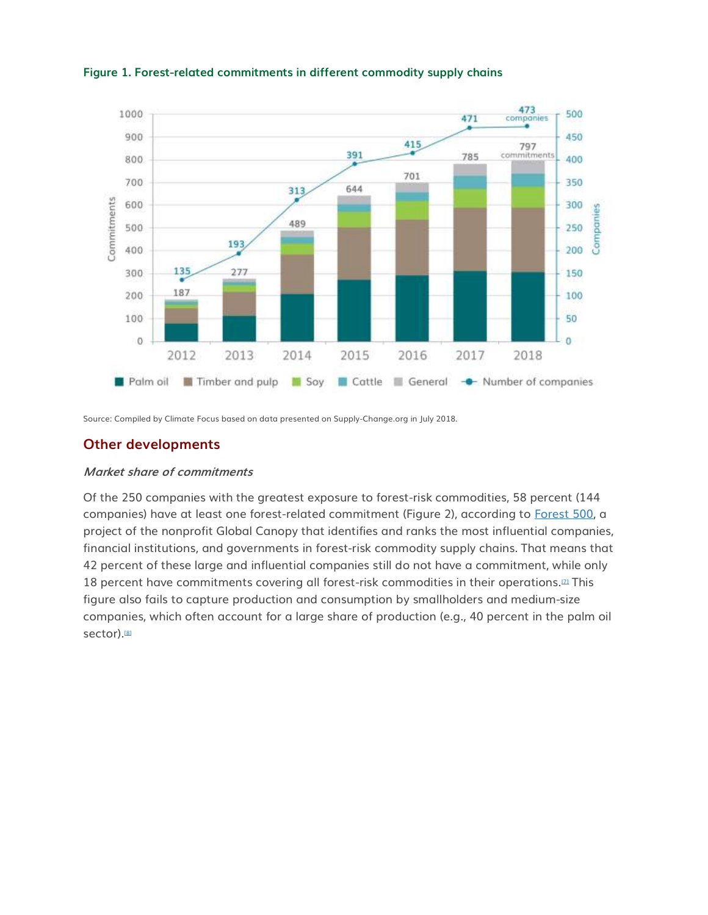**Figure 1. Forest-related commitments in different commodity supply chains**

Source: Compiled by Climate Focus based on data presented on Supply-Change.org in July 2018.

## Other developments

### *Market share of commitments*

Of the 250 companies with the greatest exposure to forest-risk commodities, 58 percent (144 companies) have at least one forest-related commitment (Figure 2), according to Forest 500, a project of the nonprofit Global Canopy that identifies and ranks the most influential companies, financial institutions, and governments in forest-risk commodity supply chains. That means that 42 percent of these large and influential companies still do not have a commitment, while only 18 percent have commitments covering all forest-risk commodities in their operations.[7] This figure also fails to capture production and consumption by smallholders and medium-size companies, which often account for a large share of production (e.g., 40 percent in the palm oil sector).[8]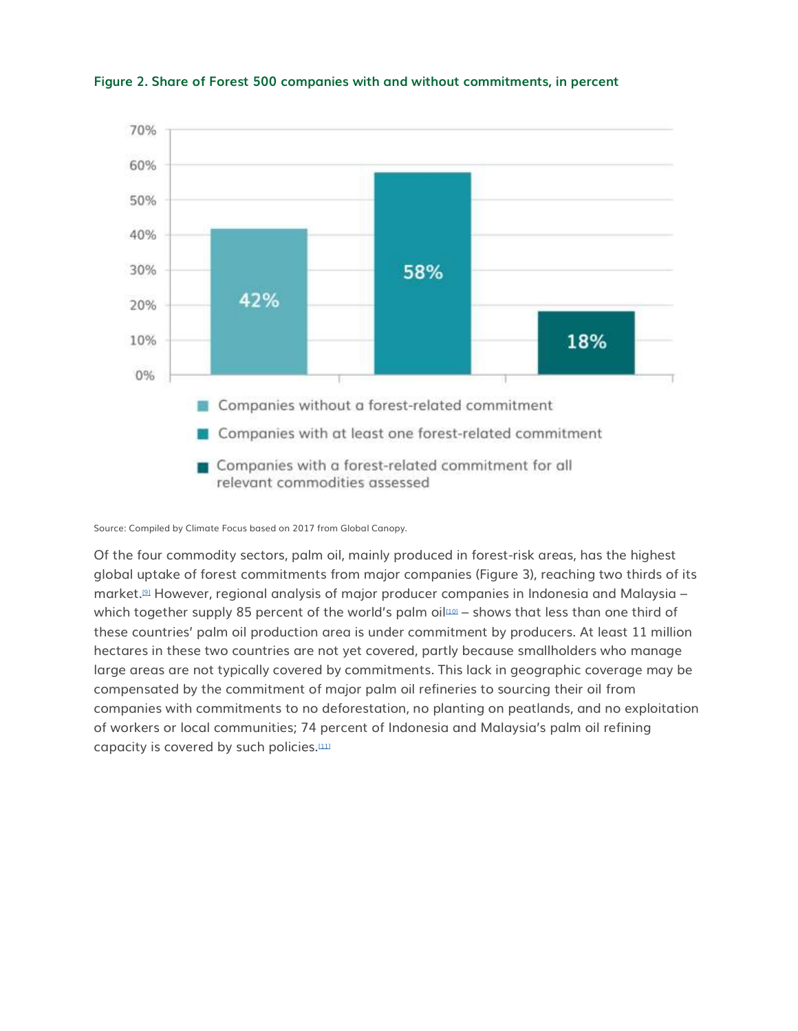**Figure 2. Share of Forest 500 companies with and without commitments, in percent**

| Category | Percent |
| --- | --- |
| Companies without a forest-related commitment | 42% |
| Companies with at least one forest-related commitment | 58% |
| Companies with a forest-related commitment for all relevant commodities assessed | 18% |

Source: Compiled by Climate Focus based on 2017 from Global Canopy.

Of the four commodity sectors, palm oil, mainly produced in forest-risk areas, has the highest global uptake of forest commitments from major companies (Figure 3), reaching two thirds of its market.[9] However, regional analysis of major producer companies in Indonesia and Malaysia – which together supply 85 percent of the world's palm oil[10] – shows that less than one third of these countries' palm oil production area is under commitment by producers. At least 11 million hectares in these two countries are not yet covered, partly because smallholders who manage large areas are not typically covered by commitments. This lack in geographic coverage may be compensated by the commitment of major palm oil refineries to sourcing their oil from companies with commitments to no deforestation, no planting on peatlands, and no exploitation of workers or local communities; 74 percent of Indonesia and Malaysia's palm oil refining capacity is covered by such policies.[11]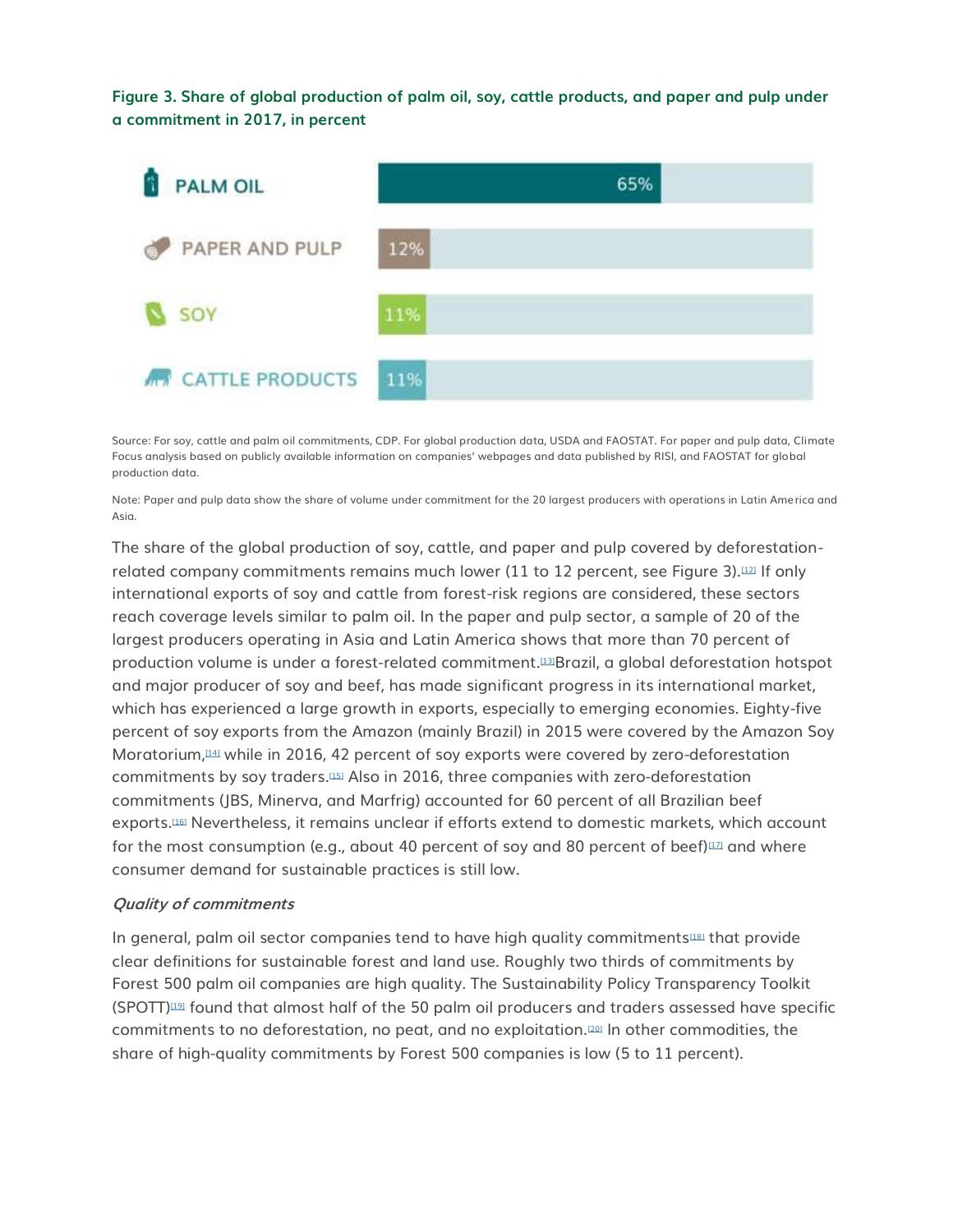**Figure 3. Share of global production of palm oil, soy, cattle products, and paper and pulp under a commitment in 2017, in percent**

| Commodity | Share |
| --- | --- |
| PALM OIL | 65% |
| PAPER AND PULP | 12% |
| SOY | 11% |
| CATTLE PRODUCTS | 11% |

Source: For soy, cattle and palm oil commitments, CDP. For global production data, USDA and FAOSTAT. For paper and pulp data, Climate Focus analysis based on publicly available information on companies' webpages and data published by RISI, and FAOSTAT for global production data.

Note: Paper and pulp data show the share of volume under commitment for the 20 largest producers with operations in Latin America and Asia.

The share of the global production of soy, cattle, and paper and pulp covered by deforestation-related company commitments remains much lower (11 to 12 percent, see Figure 3).[12] If only international exports of soy and cattle from forest-risk regions are considered, these sectors reach coverage levels similar to palm oil. In the paper and pulp sector, a sample of 20 of the largest producers operating in Asia and Latin America shows that more than 70 percent of production volume is under a forest-related commitment.[13] Brazil, a global deforestation hotspot and major producer of soy and beef, has made significant progress in its international market, which has experienced a large growth in exports, especially to emerging economies. Eighty-five percent of soy exports from the Amazon (mainly Brazil) in 2015 were covered by the Amazon Soy Moratorium,[14] while in 2016, 42 percent of soy exports were covered by zero-deforestation commitments by soy traders.[15] Also in 2016, three companies with zero-deforestation commitments (JBS, Minerva, and Marfrig) accounted for 60 percent of all Brazilian beef exports.[16] Nevertheless, it remains unclear if efforts extend to domestic markets, which account for the most consumption (e.g., about 40 percent of soy and 80 percent of beef)[17] and where consumer demand for sustainable practices is still low.

### *Quality of commitments*

In general, palm oil sector companies tend to have high quality commitments[18] that provide clear definitions for sustainable forest and land use. Roughly two thirds of commitments by Forest 500 palm oil companies are high quality. The Sustainability Policy Transparency Toolkit (SPOTT)[19] found that almost half of the 50 palm oil producers and traders assessed have specific commitments to no deforestation, no peat, and no exploitation.[20] In other commodities, the share of high-quality commitments by Forest 500 companies is low (5 to 11 percent).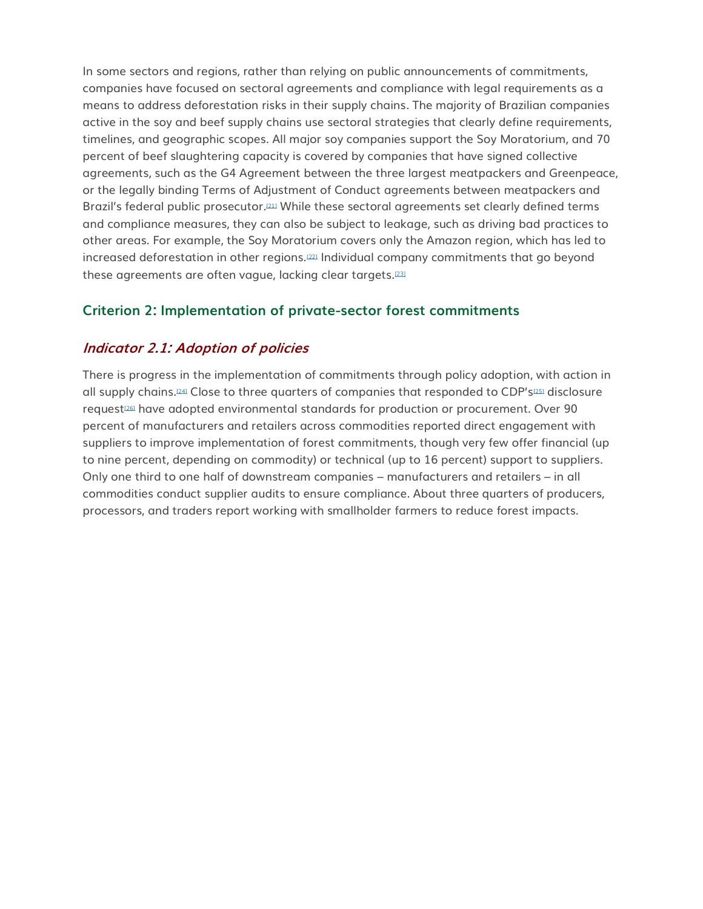In some sectors and regions, rather than relying on public announcements of commitments, companies have focused on sectoral agreements and compliance with legal requirements as a means to address deforestation risks in their supply chains. The majority of Brazilian companies active in the soy and beef supply chains use sectoral strategies that clearly define requirements, timelines, and geographic scopes. All major soy companies support the Soy Moratorium, and 70 percent of beef slaughtering capacity is covered by companies that have signed collective agreements, such as the G4 Agreement between the three largest meatpackers and Greenpeace, or the legally binding Terms of Adjustment of Conduct agreements between meatpackers and Brazil's federal public prosecutor.[21] While these sectoral agreements set clearly defined terms and compliance measures, they can also be subject to leakage, such as driving bad practices to other areas. For example, the Soy Moratorium covers only the Amazon region, which has led to increased deforestation in other regions.[22] Individual company commitments that go beyond these agreements are often vague, lacking clear targets.[23]

## Criterion 2: Implementation of private-sector forest commitments

### *Indicator 2.1: Adoption of policies*

There is progress in the implementation of commitments through policy adoption, with action in all supply chains.[24] Close to three quarters of companies that responded to CDP's[25] disclosure request[26] have adopted environmental standards for production or procurement. Over 90 percent of manufacturers and retailers across commodities reported direct engagement with suppliers to improve implementation of forest commitments, though very few offer financial (up to nine percent, depending on commodity) or technical (up to 16 percent) support to suppliers. Only one third to one half of downstream companies – manufacturers and retailers – in all commodities conduct supplier audits to ensure compliance. About three quarters of producers, processors, and traders report working with smallholder farmers to reduce forest impacts.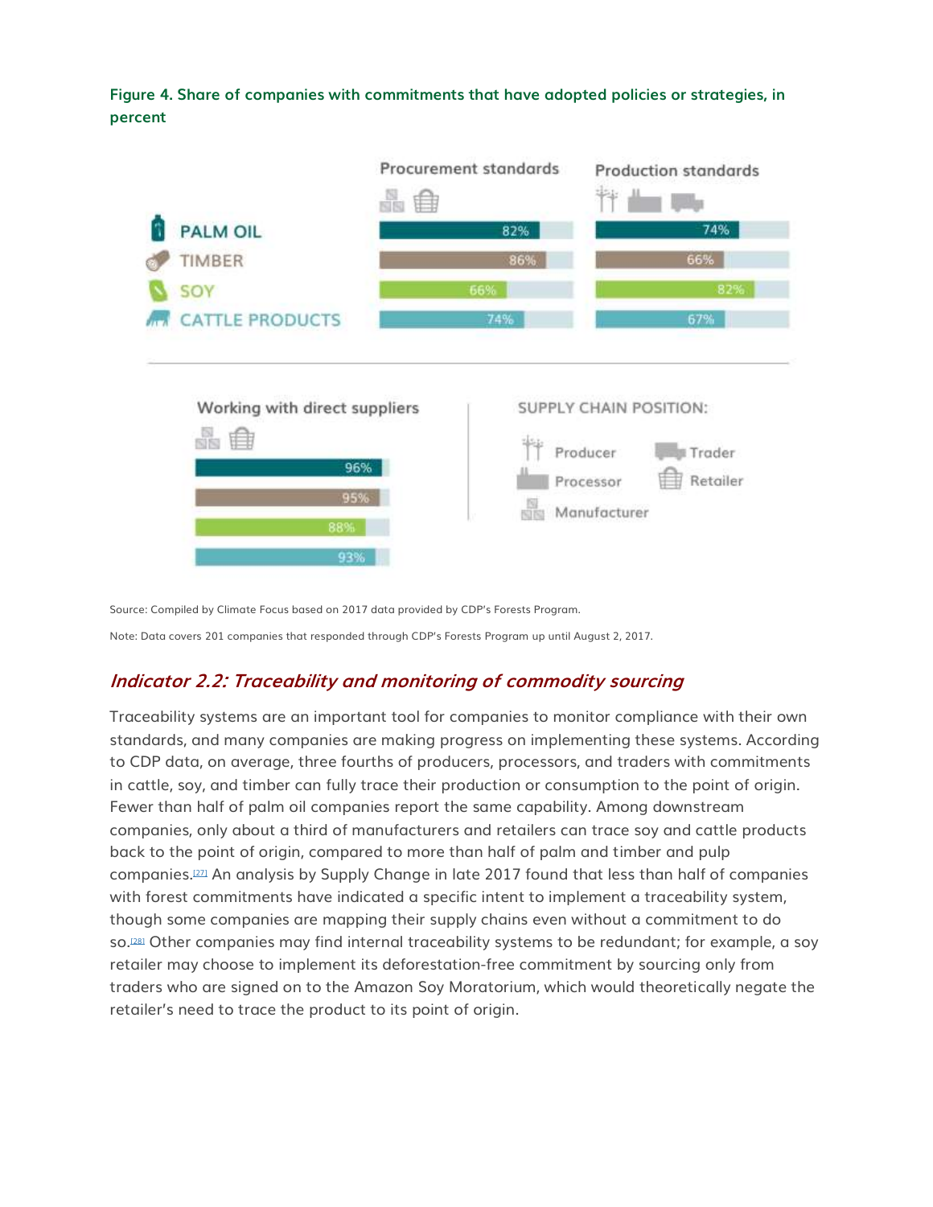**Figure 4. Share of companies with commitments that have adopted policies or strategies, in percent**

| | Procurement standards | Production standards | Working with direct suppliers |
|---|---|---|---|
| PALM OIL | 82% | 74% | 96% |
| TIMBER | 86% | 66% | 95% |
| SOY | 66% | 82% | 88% |
| CATTLE PRODUCTS | 74% | 67% | 93% |

SUPPLY CHAIN POSITION: Producer, Trader, Processor, Retailer, Manufacturer

Source: Compiled by Climate Focus based on 2017 data provided by CDP's Forests Program.

Note: Data covers 201 companies that responded through CDP's Forests Program up until August 2, 2017.

### *Indicator 2.2: Traceability and monitoring of commodity sourcing*

Traceability systems are an important tool for companies to monitor compliance with their own standards, and many companies are making progress on implementing these systems. According to CDP data, on average, three fourths of producers, processors, and traders with commitments in cattle, soy, and timber can fully trace their production or consumption to the point of origin. Fewer than half of palm oil companies report the same capability. Among downstream companies, only about a third of manufacturers and retailers can trace soy and cattle products back to the point of origin, compared to more than half of palm and timber and pulp companies.[27] An analysis by Supply Change in late 2017 found that less than half of companies with forest commitments have indicated a specific intent to implement a traceability system, though some companies are mapping their supply chains even without a commitment to do so.[28] Other companies may find internal traceability systems to be redundant; for example, a soy retailer may choose to implement its deforestation-free commitment by sourcing only from traders who are signed on to the Amazon Soy Moratorium, which would theoretically negate the retailer's need to trace the product to its point of origin.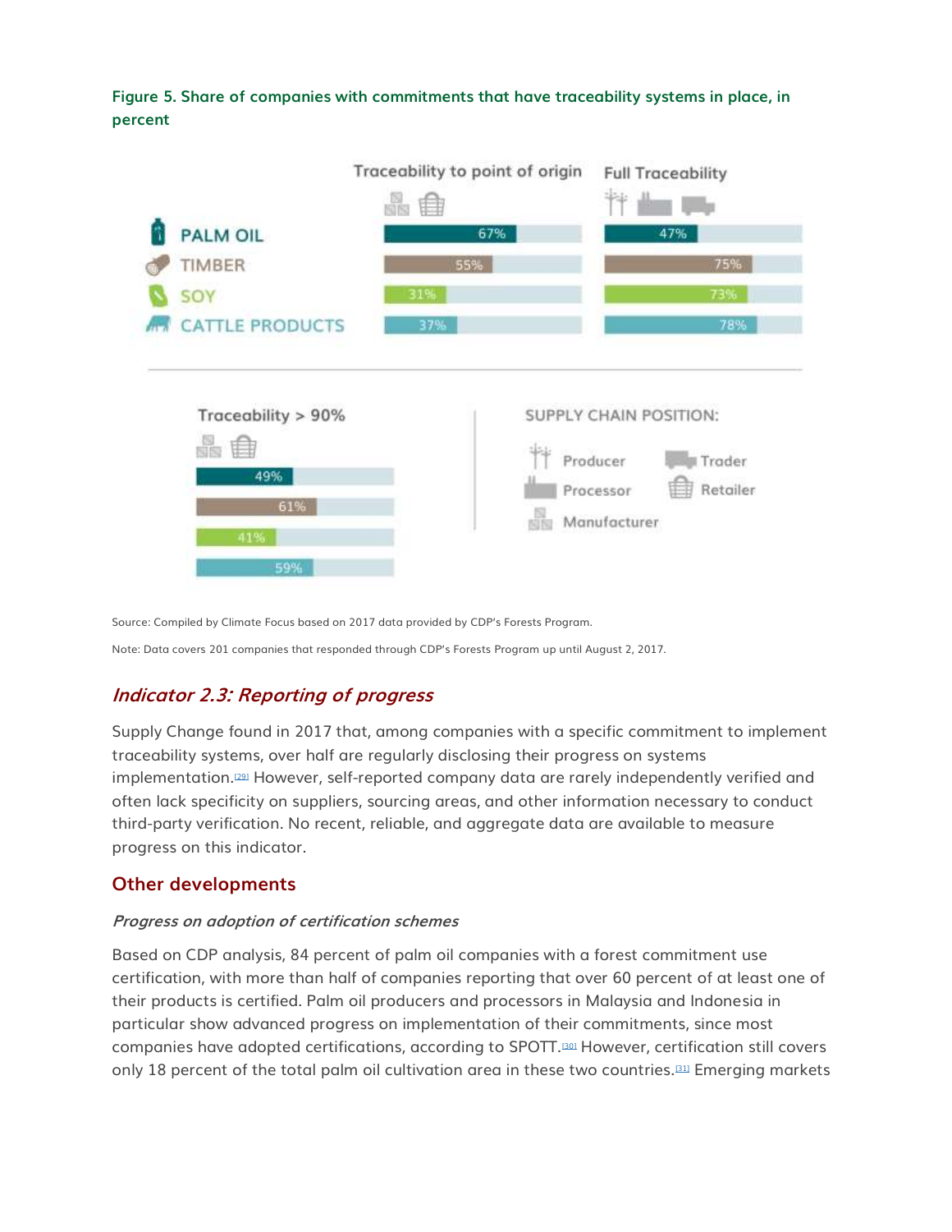**Figure 5. Share of companies with commitments that have traceability systems in place, in percent**

| | Traceability to point of origin | Full Traceability | Traceability > 90% |
|---|---|---|---|
| PALM OIL | 67% | 47% | 49% |
| TIMBER | 55% | 75% | 61% |
| SOY | 31% | 73% | 41% |
| CATTLE PRODUCTS | 37% | 78% | 59% |

SUPPLY CHAIN POSITION: Producer, Trader, Processor, Retailer, Manufacturer

Source: Compiled by Climate Focus based on 2017 data provided by CDP's Forests Program.

Note: Data covers 201 companies that responded through CDP's Forests Program up until August 2, 2017.

## *Indicator 2.3: Reporting of progress*

Supply Change found in 2017 that, among companies with a specific commitment to implement traceability systems, over half are regularly disclosing their progress on systems implementation.[29] However, self-reported company data are rarely independently verified and often lack specificity on suppliers, sourcing areas, and other information necessary to conduct third-party verification. No recent, reliable, and aggregate data are available to measure progress on this indicator.

## Other developments

*Progress on adoption of certification schemes*

Based on CDP analysis, 84 percent of palm oil companies with a forest commitment use certification, with more than half of companies reporting that over 60 percent of at least one of their products is certified. Palm oil producers and processors in Malaysia and Indonesia in particular show advanced progress on implementation of their commitments, since most companies have adopted certifications, according to SPOTT.[30] However, certification still covers only 18 percent of the total palm oil cultivation area in these two countries.[31] Emerging markets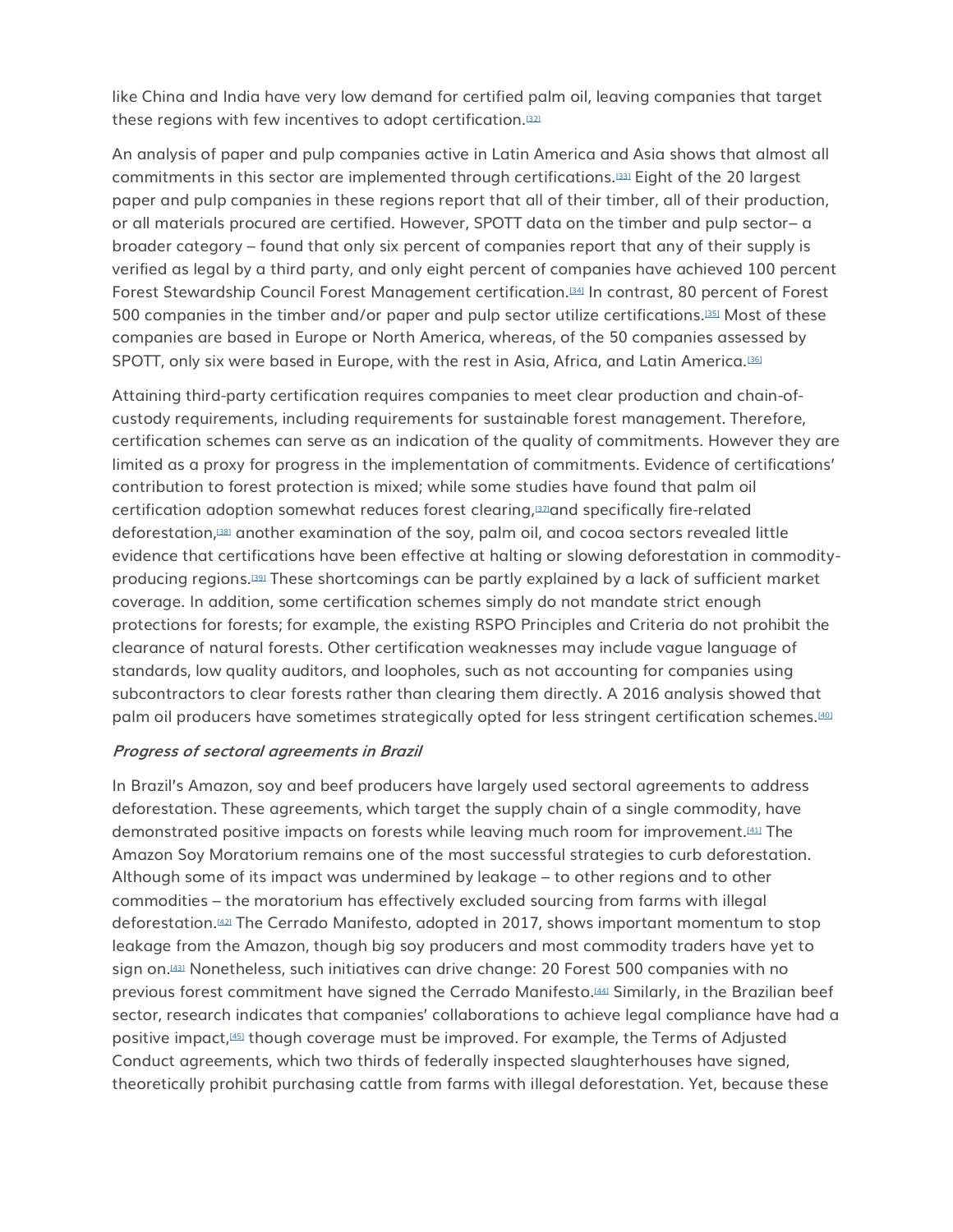like China and India have very low demand for certified palm oil, leaving companies that target these regions with few incentives to adopt certification.[32]

An analysis of paper and pulp companies active in Latin America and Asia shows that almost all commitments in this sector are implemented through certifications.[33] Eight of the 20 largest paper and pulp companies in these regions report that all of their timber, all of their production, or all materials procured are certified. However, SPOTT data on the timber and pulp sector– a broader category – found that only six percent of companies report that any of their supply is verified as legal by a third party, and only eight percent of companies have achieved 100 percent Forest Stewardship Council Forest Management certification.[34] In contrast, 80 percent of Forest 500 companies in the timber and/or paper and pulp sector utilize certifications.[35] Most of these companies are based in Europe or North America, whereas, of the 50 companies assessed by SPOTT, only six were based in Europe, with the rest in Asia, Africa, and Latin America.[36]

Attaining third-party certification requires companies to meet clear production and chain-of-custody requirements, including requirements for sustainable forest management. Therefore, certification schemes can serve as an indication of the quality of commitments. However they are limited as a proxy for progress in the implementation of commitments. Evidence of certifications' contribution to forest protection is mixed; while some studies have found that palm oil certification adoption somewhat reduces forest clearing,[37]and specifically fire-related deforestation,[38] another examination of the soy, palm oil, and cocoa sectors revealed little evidence that certifications have been effective at halting or slowing deforestation in commodity-producing regions.[39] These shortcomings can be partly explained by a lack of sufficient market coverage. In addition, some certification schemes simply do not mandate strict enough protections for forests; for example, the existing RSPO Principles and Criteria do not prohibit the clearance of natural forests. Other certification weaknesses may include vague language of standards, low quality auditors, and loopholes, such as not accounting for companies using subcontractors to clear forests rather than clearing them directly. A 2016 analysis showed that palm oil producers have sometimes strategically opted for less stringent certification schemes.[40]

***Progress of sectoral agreements in Brazil***

In Brazil's Amazon, soy and beef producers have largely used sectoral agreements to address deforestation. These agreements, which target the supply chain of a single commodity, have demonstrated positive impacts on forests while leaving much room for improvement.[41] The Amazon Soy Moratorium remains one of the most successful strategies to curb deforestation. Although some of its impact was undermined by leakage – to other regions and to other commodities – the moratorium has effectively excluded sourcing from farms with illegal deforestation.[42] The Cerrado Manifesto, adopted in 2017, shows important momentum to stop leakage from the Amazon, though big soy producers and most commodity traders have yet to sign on.[43] Nonetheless, such initiatives can drive change: 20 Forest 500 companies with no previous forest commitment have signed the Cerrado Manifesto.[44] Similarly, in the Brazilian beef sector, research indicates that companies' collaborations to achieve legal compliance have had a positive impact,[45] though coverage must be improved. For example, the Terms of Adjusted Conduct agreements, which two thirds of federally inspected slaughterhouses have signed, theoretically prohibit purchasing cattle from farms with illegal deforestation. Yet, because these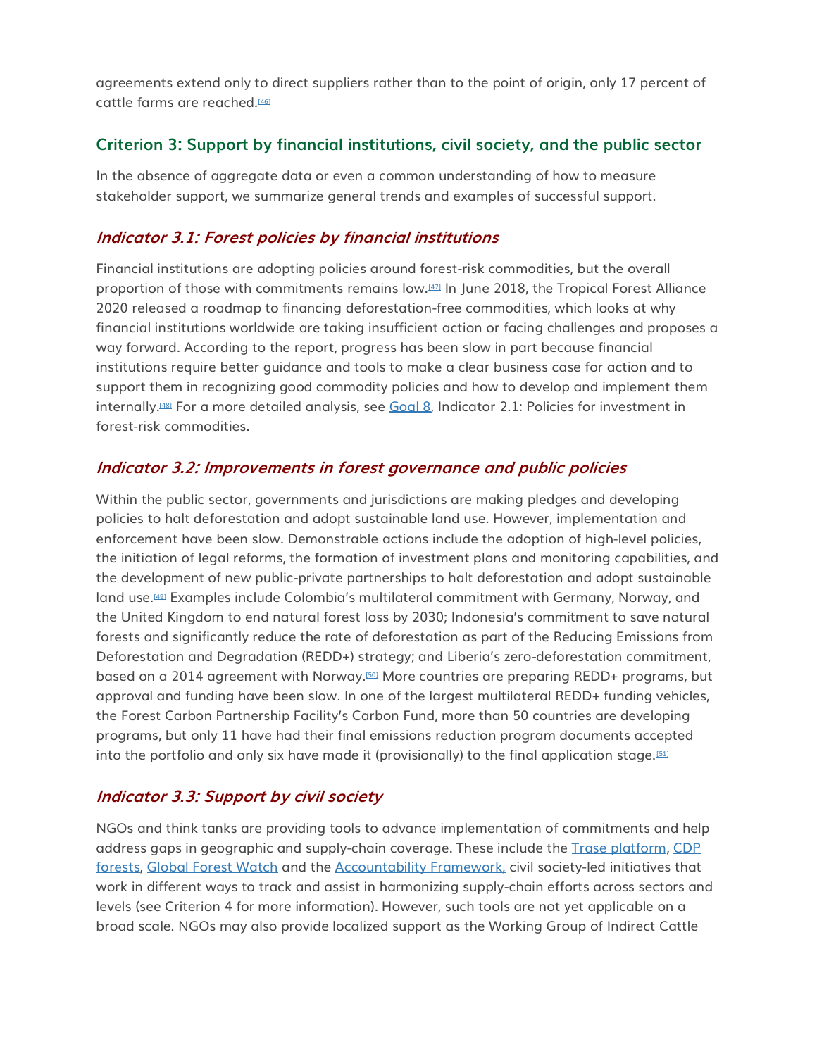agreements extend only to direct suppliers rather than to the point of origin, only 17 percent of cattle farms are reached.[46]

## Criterion 3: Support by financial institutions, civil society, and the public sector

In the absence of aggregate data or even a common understanding of how to measure stakeholder support, we summarize general trends and examples of successful support.

### *Indicator 3.1: Forest policies by financial institutions*

Financial institutions are adopting policies around forest-risk commodities, but the overall proportion of those with commitments remains low.[47] In June 2018, the Tropical Forest Alliance 2020 released a roadmap to financing deforestation-free commodities, which looks at why financial institutions worldwide are taking insufficient action or facing challenges and proposes a way forward. According to the report, progress has been slow in part because financial institutions require better guidance and tools to make a clear business case for action and to support them in recognizing good commodity policies and how to develop and implement them internally.[48] For a more detailed analysis, see Goal 8, Indicator 2.1: Policies for investment in forest-risk commodities.

### *Indicator 3.2: Improvements in forest governance and public policies*

Within the public sector, governments and jurisdictions are making pledges and developing policies to halt deforestation and adopt sustainable land use. However, implementation and enforcement have been slow. Demonstrable actions include the adoption of high-level policies, the initiation of legal reforms, the formation of investment plans and monitoring capabilities, and the development of new public-private partnerships to halt deforestation and adopt sustainable land use.[49] Examples include Colombia's multilateral commitment with Germany, Norway, and the United Kingdom to end natural forest loss by 2030; Indonesia's commitment to save natural forests and significantly reduce the rate of deforestation as part of the Reducing Emissions from Deforestation and Degradation (REDD+) strategy; and Liberia's zero-deforestation commitment, based on a 2014 agreement with Norway.[50] More countries are preparing REDD+ programs, but approval and funding have been slow. In one of the largest multilateral REDD+ funding vehicles, the Forest Carbon Partnership Facility's Carbon Fund, more than 50 countries are developing programs, but only 11 have had their final emissions reduction program documents accepted into the portfolio and only six have made it (provisionally) to the final application stage.[51]

### *Indicator 3.3: Support by civil society*

NGOs and think tanks are providing tools to advance implementation of commitments and help address gaps in geographic and supply-chain coverage. These include the Trase platform, CDP forests, Global Forest Watch and the Accountability Framework, civil society-led initiatives that work in different ways to track and assist in harmonizing supply-chain efforts across sectors and levels (see Criterion 4 for more information). However, such tools are not yet applicable on a broad scale. NGOs may also provide localized support as the Working Group of Indirect Cattle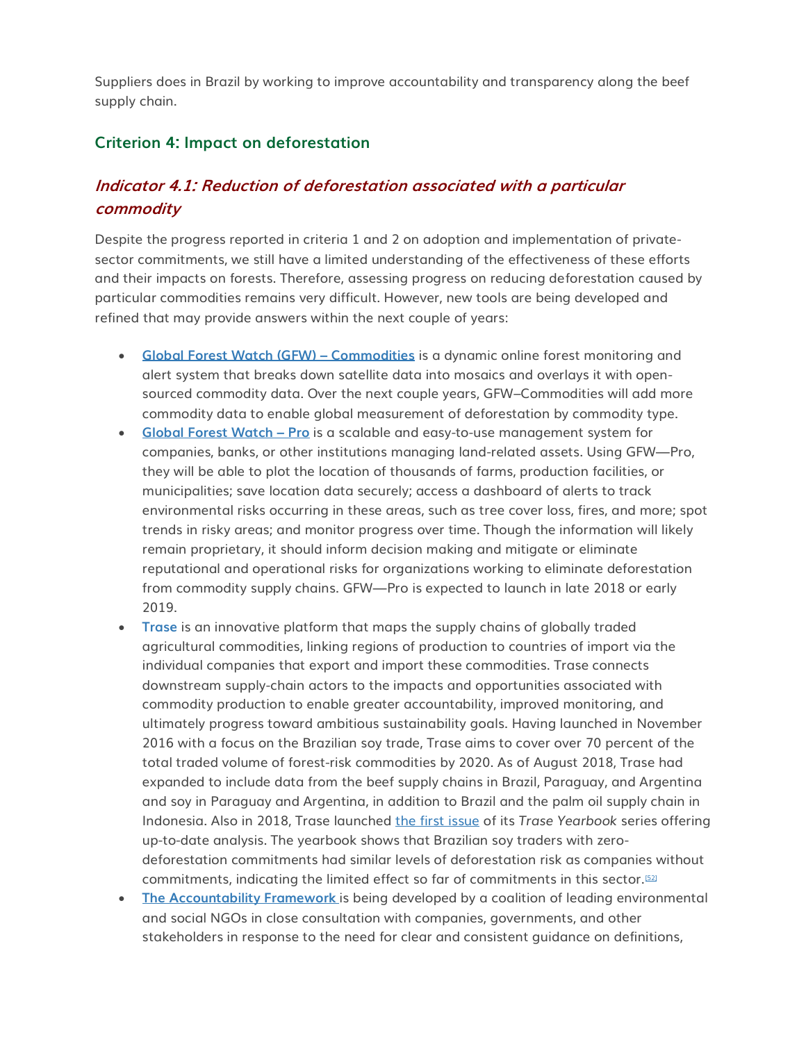Suppliers does in Brazil by working to improve accountability and transparency along the beef supply chain.

## Criterion 4: Impact on deforestation

### *Indicator 4.1: Reduction of deforestation associated with a particular commodity*

Despite the progress reported in criteria 1 and 2 on adoption and implementation of private-sector commitments, we still have a limited understanding of the effectiveness of these efforts and their impacts on forests. Therefore, assessing progress on reducing deforestation caused by particular commodities remains very difficult. However, new tools are being developed and refined that may provide answers within the next couple of years:

- **Global Forest Watch (GFW) – Commodities** is a dynamic online forest monitoring and alert system that breaks down satellite data into mosaics and overlays it with open-sourced commodity data. Over the next couple years, GFW–Commodities will add more commodity data to enable global measurement of deforestation by commodity type.
- **Global Forest Watch – Pro** is a scalable and easy-to-use management system for companies, banks, or other institutions managing land-related assets. Using GFW—Pro, they will be able to plot the location of thousands of farms, production facilities, or municipalities; save location data securely; access a dashboard of alerts to track environmental risks occurring in these areas, such as tree cover loss, fires, and more; spot trends in risky areas; and monitor progress over time. Though the information will likely remain proprietary, it should inform decision making and mitigate or eliminate reputational and operational risks for organizations working to eliminate deforestation from commodity supply chains. GFW—Pro is expected to launch in late 2018 or early 2019.
- **Trase** is an innovative platform that maps the supply chains of globally traded agricultural commodities, linking regions of production to countries of import via the individual companies that export and import these commodities. Trase connects downstream supply-chain actors to the impacts and opportunities associated with commodity production to enable greater accountability, improved monitoring, and ultimately progress toward ambitious sustainability goals. Having launched in November 2016 with a focus on the Brazilian soy trade, Trase aims to cover over 70 percent of the total traded volume of forest-risk commodities by 2020. As of August 2018, Trase had expanded to include data from the beef supply chains in Brazil, Paraguay, and Argentina and soy in Paraguay and Argentina, in addition to Brazil and the palm oil supply chain in Indonesia. Also in 2018, Trase launched the first issue of its *Trase Yearbook* series offering up-to-date analysis. The yearbook shows that Brazilian soy traders with zero-deforestation commitments had similar levels of deforestation risk as companies without commitments, indicating the limited effect so far of commitments in this sector.[52]
- **The Accountability Framework** is being developed by a coalition of leading environmental and social NGOs in close consultation with companies, governments, and other stakeholders in response to the need for clear and consistent guidance on definitions,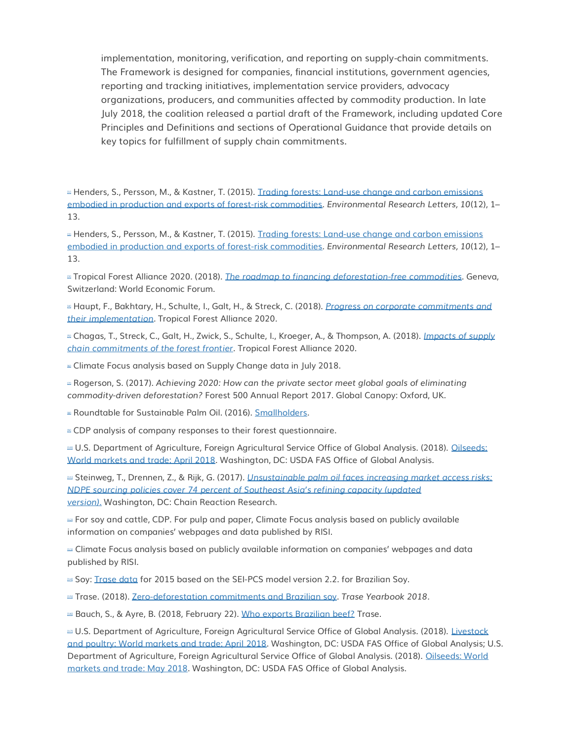implementation, monitoring, verification, and reporting on supply-chain commitments. The Framework is designed for companies, financial institutions, government agencies, reporting and tracking initiatives, implementation service providers, advocacy organizations, producers, and communities affected by commodity production. In late July 2018, the coalition released a partial draft of the Framework, including updated Core Principles and Definitions and sections of Operational Guidance that provide details on key topics for fulfillment of supply chain commitments.

[1] Henders, S., Persson, M., & Kastner, T. (2015). Trading forests: Land-use change and carbon emissions embodied in production and exports of forest-risk commodities. *Environmental Research Letters*, *10*(12), 1–13.

[2] Henders, S., Persson, M., & Kastner, T. (2015). Trading forests: Land-use change and carbon emissions embodied in production and exports of forest-risk commodities. *Environmental Research Letters*, *10*(12), 1–13.

[3] Tropical Forest Alliance 2020. (2018). *The roadmap to financing deforestation-free commodities*. Geneva, Switzerland: World Economic Forum.

[4] Haupt, F., Bakhtary, H., Schulte, I., Galt, H., & Streck, C. (2018). *Progress on corporate commitments and their implementation*. Tropical Forest Alliance 2020.

[5] Chagas, T., Streck, C., Galt, H., Zwick, S., Schulte, I., Kroeger, A., & Thompson, A. (2018). *Impacts of supply chain commitments of the forest frontier*. Tropical Forest Alliance 2020.

[6] Climate Focus analysis based on Supply Change data in July 2018.

[7] Rogerson, S. (2017). *Achieving 2020: How can the private sector meet global goals of eliminating commodity-driven deforestation?* Forest 500 Annual Report 2017. Global Canopy: Oxford, UK.

[8] Roundtable for Sustainable Palm Oil. (2016). Smallholders.

[9] CDP analysis of company responses to their forest questionnaire.

[10] U.S. Department of Agriculture, Foreign Agricultural Service Office of Global Analysis. (2018). Oilseeds: World markets and trade: April 2018. Washington, DC: USDA FAS Office of Global Analysis.

[11] Steinweg, T., Drennen, Z., & Rijk, G. (2017). *Unsustainable palm oil faces increasing market access risks: NDPE sourcing policies cover 74 percent of Southeast Asia's refining capacity (updated version).* Washington, DC: Chain Reaction Research.

[12] For soy and cattle, CDP. For pulp and paper, Climate Focus analysis based on publicly available information on companies' webpages and data published by RISI.

[13] Climate Focus analysis based on publicly available information on companies' webpages and data published by RISI.

[14] Soy: Trase data for 2015 based on the SEI-PCS model version 2.2. for Brazilian Soy.

[15] Trase. (2018). Zero-deforestation commitments and Brazilian soy. *Trase Yearbook 2018*.

[16] Bauch, S., & Ayre, B. (2018, February 22). Who exports Brazilian beef? Trase.

[17] U.S. Department of Agriculture, Foreign Agricultural Service Office of Global Analysis. (2018). Livestock and poultry: World markets and trade: April 2018. Washington, DC: USDA FAS Office of Global Analysis; U.S. Department of Agriculture, Foreign Agricultural Service Office of Global Analysis. (2018). Oilseeds: World markets and trade: May 2018. Washington, DC: USDA FAS Office of Global Analysis.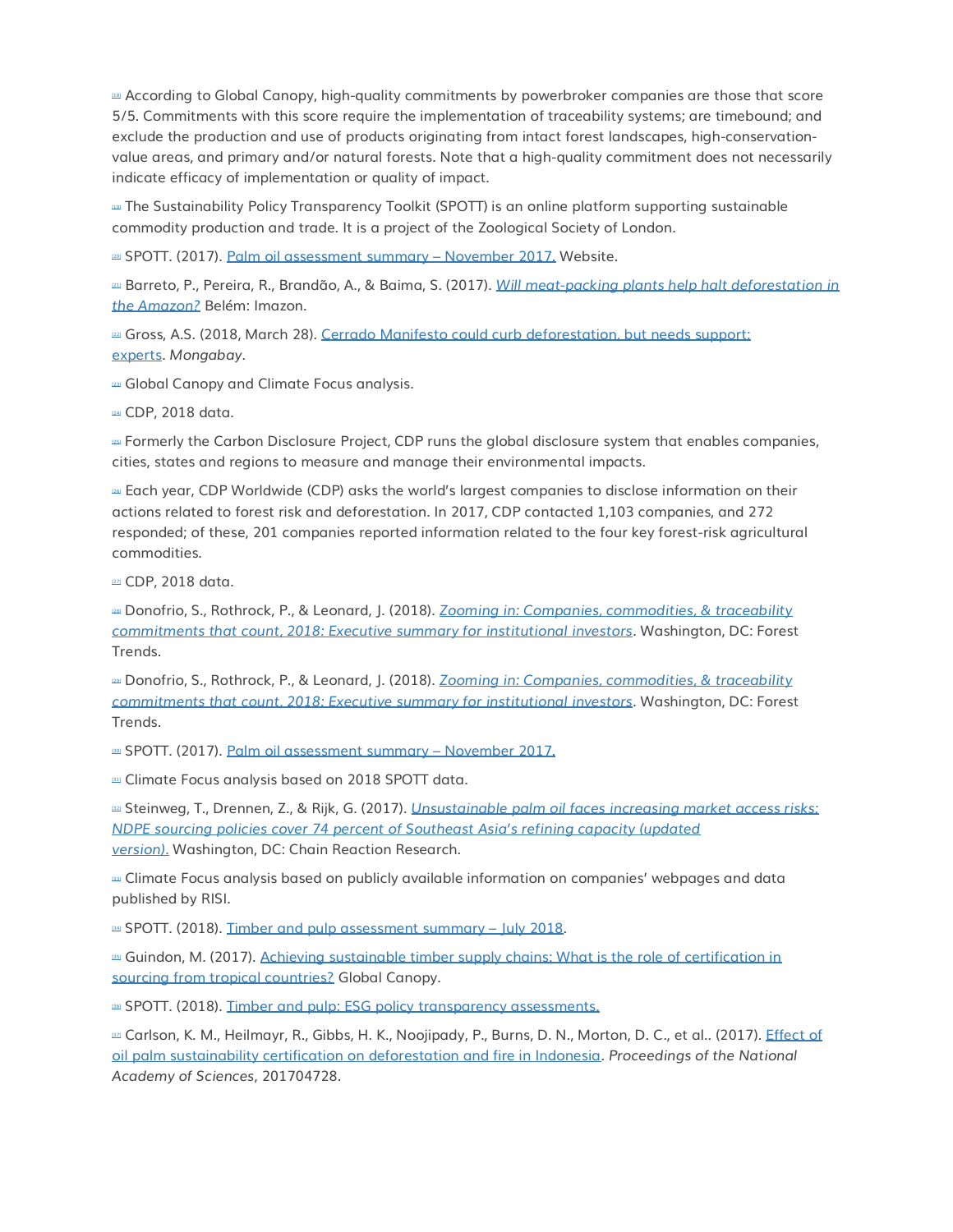[18] According to Global Canopy, high-quality commitments by powerbroker companies are those that score 5/5. Commitments with this score require the implementation of traceability systems; are timebound; and exclude the production and use of products originating from intact forest landscapes, high-conservation-value areas, and primary and/or natural forests. Note that a high-quality commitment does not necessarily indicate efficacy of implementation or quality of impact.

[19] The Sustainability Policy Transparency Toolkit (SPOTT) is an online platform supporting sustainable commodity production and trade. It is a project of the Zoological Society of London.

[20] SPOTT. (2017). Palm oil assessment summary – November 2017. Website.

[21] Barreto, P., Pereira, R., Brandão, A., & Baima, S. (2017). *Will meat-packing plants help halt deforestation in the Amazon?* Belém: Imazon.

[22] Gross, A.S. (2018, March 28). Cerrado Manifesto could curb deforestation, but needs support: experts. *Mongabay*.

[23] Global Canopy and Climate Focus analysis.

[24] CDP, 2018 data.

[25] Formerly the Carbon Disclosure Project, CDP runs the global disclosure system that enables companies, cities, states and regions to measure and manage their environmental impacts.

[26] Each year, CDP Worldwide (CDP) asks the world's largest companies to disclose information on their actions related to forest risk and deforestation. In 2017, CDP contacted 1,103 companies, and 272 responded; of these, 201 companies reported information related to the four key forest-risk agricultural commodities.

[27] CDP, 2018 data.

[28] Donofrio, S., Rothrock, P., & Leonard, J. (2018). *Zooming in: Companies, commodities, & traceability commitments that count, 2018: Executive summary for institutional investors*. Washington, DC: Forest Trends.

[29] Donofrio, S., Rothrock, P., & Leonard, J. (2018). *Zooming in: Companies, commodities, & traceability commitments that count, 2018: Executive summary for institutional investors*. Washington, DC: Forest Trends.

[30] SPOTT. (2017). Palm oil assessment summary – November 2017.

[31] Climate Focus analysis based on 2018 SPOTT data.

[32] Steinweg, T., Drennen, Z., & Rijk, G. (2017). *Unsustainable palm oil faces increasing market access risks: NDPE sourcing policies cover 74 percent of Southeast Asia's refining capacity (updated version).* Washington, DC: Chain Reaction Research.

[33] Climate Focus analysis based on publicly available information on companies' webpages and data published by RISI.

[34] SPOTT. (2018). Timber and pulp assessment summary – July 2018.

[35] Guindon, M. (2017). Achieving sustainable timber supply chains: What is the role of certification in sourcing from tropical countries? Global Canopy.

[36] SPOTT. (2018). Timber and pulp: ESG policy transparency assessments.

[37] Carlson, K. M., Heilmayr, R., Gibbs, H. K., Noojipady, P., Burns, D. N., Morton, D. C., et al.. (2017). Effect of oil palm sustainability certification on deforestation and fire in Indonesia. *Proceedings of the National Academy of Sciences*, 201704728.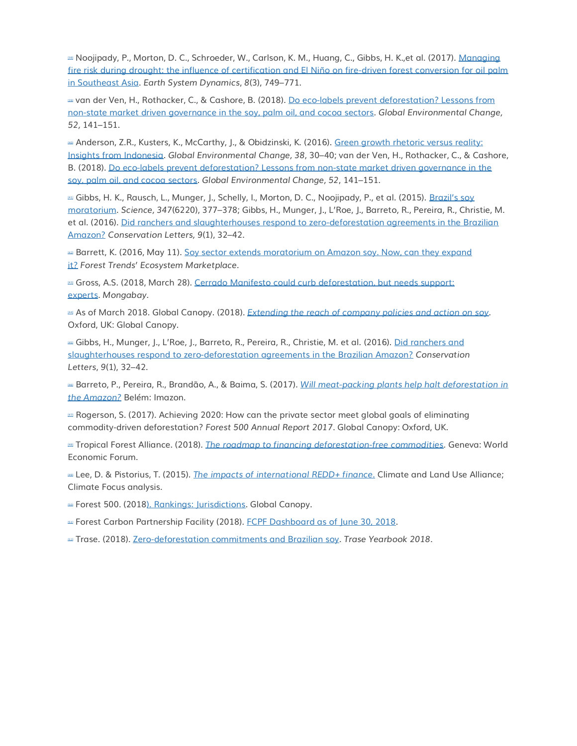[38] Noojipady, P., Morton, D. C., Schroeder, W., Carlson, K. M., Huang, C., Gibbs, H. K.,et al. (2017). Managing fire risk during drought: the influence of certification and El Niño on fire-driven forest conversion for oil palm in Southeast Asia. *Earth System Dynamics*, *8*(3), 749–771.

[39] van der Ven, H., Rothacker, C., & Cashore, B. (2018). Do eco-labels prevent deforestation? Lessons from non-state market driven governance in the soy, palm oil, and cocoa sectors. *Global Environmental Change, 52,* 141–151.

[40] Anderson, Z.R., Kusters, K., McCarthy, J., & Obidzinski, K. (2016). Green growth rhetoric versus reality: Insights from Indonesia. *Global Environmental Change, 38*, 30–40; van der Ven, H., Rothacker, C., & Cashore, B. (2018). Do eco-labels prevent deforestation? Lessons from non-state market driven governance in the soy, palm oil, and cocoa sectors. *Global Environmental Change, 52*, 141–151.

[41] Gibbs, H. K., Rausch, L., Munger, J., Schelly, I., Morton, D. C., Noojipady, P., et al. (2015). Brazil's soy moratorium. *Science, 347*(6220), 377–378; Gibbs, H., Munger, J., L'Roe, J., Barreto, R., Pereira, R., Christie, M. et al. (2016). Did ranchers and slaughterhouses respond to zero-deforestation agreements in the Brazilian Amazon? *Conservation Letters, 9*(1), 32–42.

[42] Barrett, K. (2016, May 11). Soy sector extends moratorium on Amazon soy. Now, can they expand it? *Forest Trends' Ecosystem Marketplace.*

[43] Gross, A.S. (2018, March 28). Cerrado Manifesto could curb deforestation, but needs support: experts. *Mongabay*.

[44] As of March 2018. Global Canopy. (2018). *Extending the reach of company policies and action on soy*. Oxford, UK: Global Canopy.

[45] Gibbs, H., Munger, J., L'Roe, J., Barreto, R., Pereira, R., Christie, M. et al. (2016). Did ranchers and slaughterhouses respond to zero-deforestation agreements in the Brazilian Amazon? *Conservation Letters*, *9*(1), 32–42.

[46] Barreto, P., Pereira, R., Brandão, A., & Baima, S. (2017). *Will meat-packing plants help halt deforestation in the Amazon?* Belém: Imazon.

[47] Rogerson, S. (2017). Achieving 2020: How can the private sector meet global goals of eliminating commodity-driven deforestation? *Forest 500 Annual Report 2017*. Global Canopy: Oxford, UK.

[48] Tropical Forest Alliance. (2018). *The roadmap to financing deforestation-free commodities*. Geneva: World Economic Forum.

[49] Lee, D. & Pistorius, T. (2015). *The impacts of international REDD+ finance.* Climate and Land Use Alliance; Climate Focus analysis.

[50] Forest 500. (2018). Rankings: Jurisdictions. Global Canopy.

[51] Forest Carbon Partnership Facility (2018). FCPF Dashboard as of June 30, 2018.

[52] Trase. (2018). Zero-deforestation commitments and Brazilian soy. *Trase Yearbook 2018*.